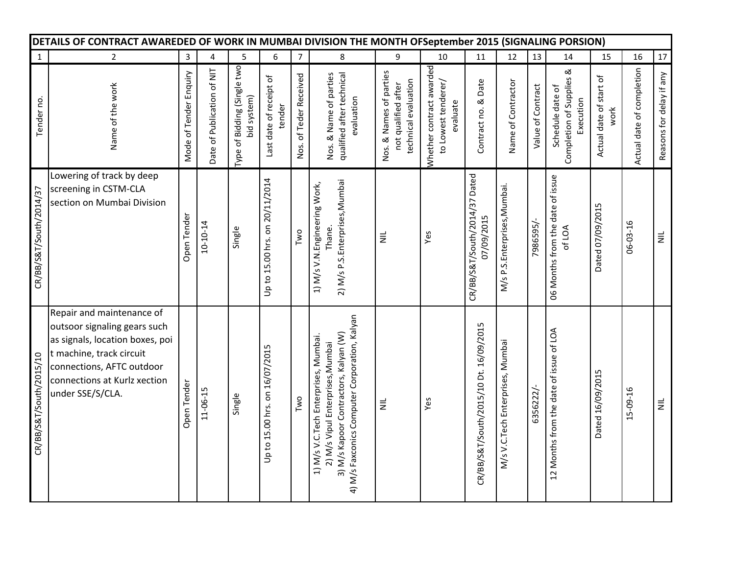# DETAILS OF CONTRACT AWAREDED OF WORK IN MUMBAI DIVISION THE MONTH OFSeptember 2015 (SIGNALING PORSION)

| 1 | 2 | 3 | 4 | 5 | 6 | 7 | 8 | 9 | 10 | 11 | 12 | 13 | 14 | 15 | 16 | 17 |
|---|---|---|---|---|---|---|---|---|---|---|---|---|---|---|---|---|
| Tender no. | Name of the work | Mode of Tender Enquiry | Date of Publication of NIT | Type of Bidding (Single two bid system) | Last date of receipt of tender | Nos. of Teder Received | Nos. & Name of parties qualified after technical evaluation | Nos. & Names of parties not qualified after technical evaluation | Whether contract awarded to Lowest tenderer/ evaluate | Contract no. & Date | Name of Contractor | Value of Contract | Schedule date of Completion of Supplies & Execution | Actual date of start of work | Actual date of completion | Reasons for delay if any |
| CR/BB/S&T/South/2014/37 | Lowering of track by deep screening in CSTM-CLA section on Mumbai Division | Open Tender | 10-10-14 | Single | Up to 15.00 hrs. on 20/11/2014 | Two | 1) M/s V.N.Engineering Work, Thane. 2) M/s P.S.Enterprises,Mumbai | NIL | Yes | CR/BB/S&T/South/2014/37 Dated 07/09/2015 | M/s P.S.Enterprises,Mumbai. | 7986595/- | 06 Months from the date of issue of LOA | Dated 07/09/2015 | 06-03-16 | NIL |
| CR/BB/S&T/South/2015/10 | Repair and maintenance of outsoor signaling gears such as signals, location boxes, poi t machine, track circuit connections, AFTC outdoor connections at Kurlz xection under SSE/S/CLA. | Open Tender | 11-06-15 | Single | Up to 15.00 hrs. on 16/07/2015 | Two | 1) M/s V.C.Tech Enterprises, Mumbai. 2) M/s Vipul Enterprises,Mumbai 3) M/s Kapoor Contractors, Kalyan (W) 4) M/s Faxconics Computer Corporation, Kalyan | NIL | Yes | CR/BB/S&T/South/2015/10 Dt. 16/09/2015 | M/s V.C.Tech Enterprises, Mumbai | 6356222/- | 12 Months from the date of issue of LOA | Dated 16/09/2015 | 15-09-16 | NIL |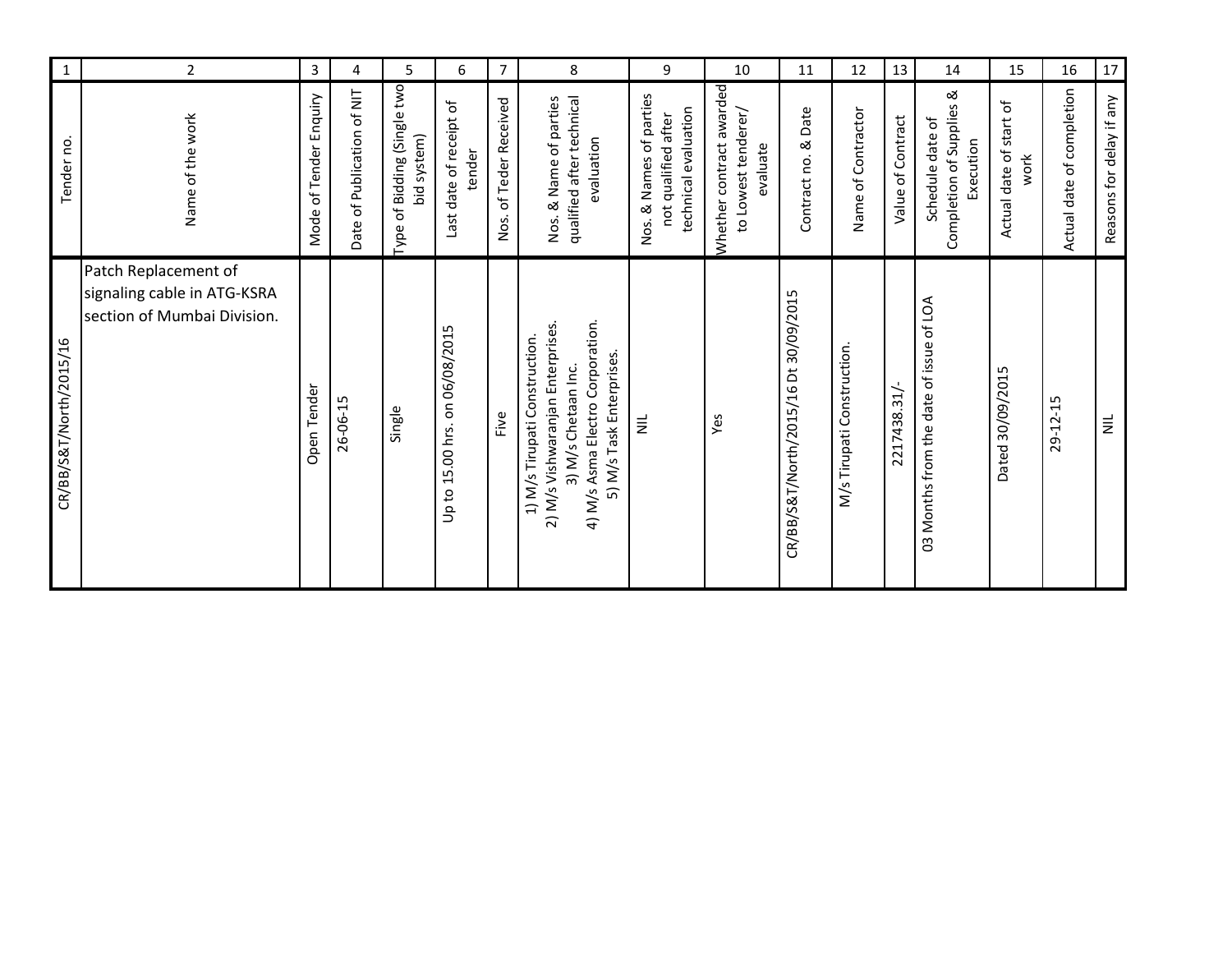| 1 | 2 | 3 | 4 | 5 | 6 | 7 | 8 | 9 | 10 | 11 | 12 | 13 | 14 | 15 | 16 | 17 |
|---|---|---|---|---|---|---|---|---|---|---|---|---|---|---|---|---|
| Tender no. | Name of the work | Mode of Tender Enquiry | Date of Publication of NIT | Type of Bidding (Single two bid system) | Last date of receipt of tender | Nos. of Teder Received | Nos. & Name of parties qualified after technical evaluation | Nos. & Names of parties not qualified after technical evaluation | Whether contract awarded to Lowest tenderer/ evaluate | Contract no. & Date | Name of Contractor | Value of Contract | Schedule date of Completion of Supplies & Execution | Actual date of start of work | Actual date of completion | Reasons for delay if any |
| CR/BB/S&T/North/2015/16 | Patch Replacement of signaling cable in ATG-KSRA section of Mumbai Division. | Open Tender | 26-06-15 | Single | Up to 15.00 hrs. on 06/08/2015 | Five | 1) M/s Tirupati Construction.<br>2) M/s Vishwaranjan Enterprises.<br>3) M/s Chetaan Inc.<br>4) M/s Asma Electro Corporation.<br>5) M/s Task Enterprises. | NIL | Yes | CR/BB/S&T/North/2015/16 Dt 30/09/2015 | M/s Tirupati Construction. | 2217438.31/- | 03 Months from the date of issue of LOA | Dated 30/09/2015 | 29-12-15 | NIL |